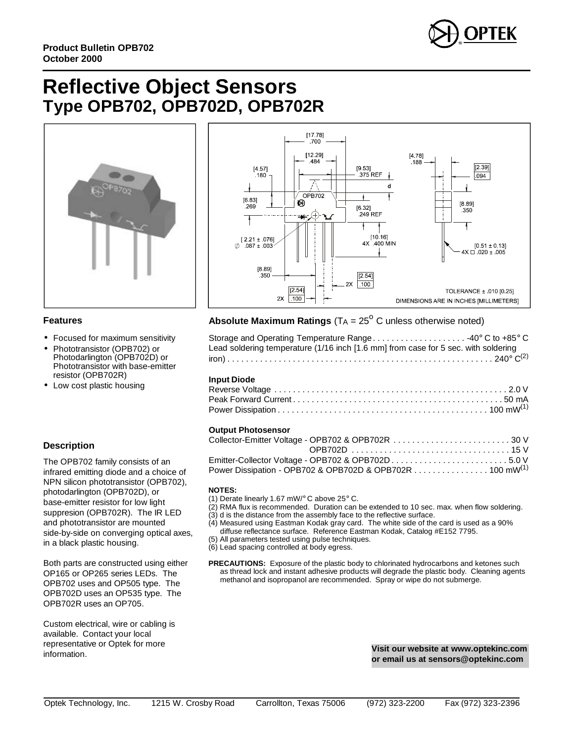Product Bulletin OPB702
October 2000

# Reflective Object Sensors
## Type OPB702, OPB702D, OPB702R

### Features

- Focused for maximum sensitivity
- Phototransistor (OPB702) or Photodarlington (OPB702D) or Phototransistor with base-emitter resistor (OPB702R)
- Low cost plastic housing

### Description

The OPB702 family consists of an infrared emitting diode and a choice of NPN silicon phototransistor (OPB702), photodarlington (OPB702D), or base-emitter resistor for low light suppresion (OPB702R). The IR LED and phototransistor are mounted side-by-side on converging optical axes, in a black plastic housing.

Both parts are constructed using either OP165 or OP265 series LEDs. The OPB702 uses and OP505 type. The OPB702D uses an OP535 type. The OPB702R uses an OP705.

Custom electrical, wire or cabling is available. Contact your local representative or Optek for more information.

### Absolute Maximum Ratings ($T_A = 25^o$ C unless otherwise noted)

Storage and Operating Temperature Range . . . . . . . . . . -40° C to +85° C
Lead soldering temperature (1/16 inch [1.6 mm] from case for 5 sec. with soldering iron) . . . . . . . . . . 240° C(2)

**Input Diode**

Reverse Voltage . . . . . . . . . . 2.0 V
Peak Forward Current . . . . . . . . . . 50 mA
Power Dissipation . . . . . . . . . . 100 mW(1)

**Output Photosensor**

Collector-Emitter Voltage - OPB702 & OPB702R . . . . . . . . . . 30 V
OPB702D . . . . . . . . . . 15 V
Emitter-Collector Voltage - OPB702 & OPB702D . . . . . . . . . . 5.0 V
Power Dissipation - OPB702 & OPB702D & OPB702R . . . . . . . . . . 100 mW(1)

**NOTES:**

(1) Derate linearly 1.67 mW/° C above 25° C.
(2) RMA flux is recommended. Duration can be extended to 10 sec. max. when flow soldering.
(3) d is the distance from the assembly face to the reflective surface.
(4) Measured using Eastman Kodak gray card. The white side of the card is used as a 90% diffuse reflectance surface. Reference Eastman Kodak, Catalog #E152 7795.
(5) All parameters tested using pulse techniques.
(6) Lead spacing controlled at body egress.

**PRECAUTIONS:** Exposure of the plastic body to chlorinated hydrocarbons and ketones such as thread lock and instant adhesive products will degrade the plastic body. Cleaning agents methanol and isopropanol are recommended. Spray or wipe do not submerge.

**Visit our website at www.optekinc.com or email us at sensors@optekinc.com**

Optek Technology, Inc. 1215 W. Crosby Road Carrollton, Texas 75006 (972) 323-2200 Fax (972) 323-2396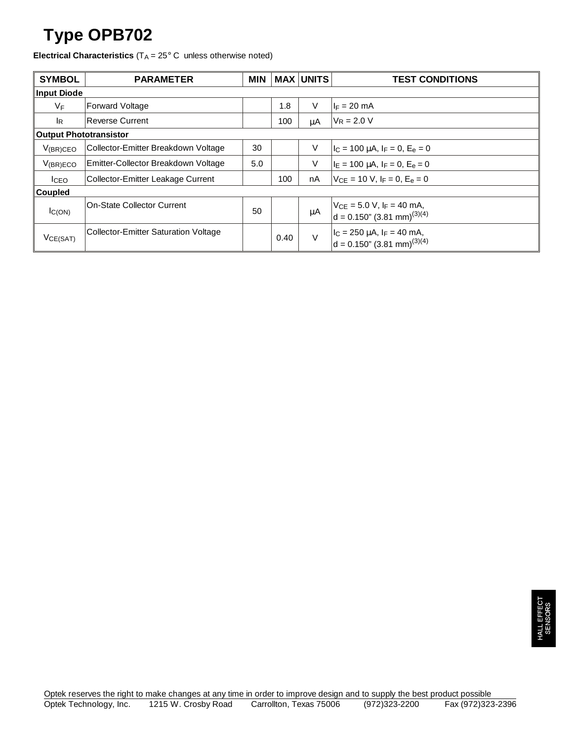# Type OPB702

**Electrical Characteristics** ($T_A$ = 25° C unless otherwise noted)

| SYMBOL | PARAMETER | MIN | MAX | UNITS | TEST CONDITIONS |
|---|---|---|---|---|---|
| **Input Diode** | | | | | |
| $V_F$ | Forward Voltage | | 1.8 | V | $I_F$ = 20 mA |
| $I_R$ | Reverse Current | | 100 | µA | $V_R$ = 2.0 V |
| **Output Phototransistor** | | | | | |
| $V_{(BR)CEO}$ | Collector-Emitter Breakdown Voltage | 30 | | V | $I_C$ = 100 µA, $I_F$ = 0, $E_e$ = 0 |
| $V_{(BR)ECO}$ | Emitter-Collector Breakdown Voltage | 5.0 | | V | $I_E$ = 100 µA, $I_F$ = 0, $E_e$ = 0 |
| $I_{CEO}$ | Collector-Emitter Leakage Current | | 100 | nA | $V_{CE}$ = 10 V, $I_F$ = 0, $E_e$ = 0 |
| **Coupled** | | | | | |
| $I_{C(ON)}$ | On-State Collector Current | 50 | | µA | $V_{CE}$ = 5.0 V, $I_F$ = 40 mA, d = 0.150" (3.81 mm)[(3)(4)] |
| $V_{CE(SAT)}$ | Collector-Emitter Saturation Voltage | | 0.40 | V | $I_C$ = 250 µA, $I_F$ = 40 mA, d = 0.150" (3.81 mm)[(3)(4)] |

HALL EFFECT SENSORS

Optek reserves the right to make changes at any time in order to improve design and to supply the best product possible

Optek Technology, Inc. 1215 W. Crosby Road Carrollton, Texas 75006 (972)323-2200 Fax (972)323-2396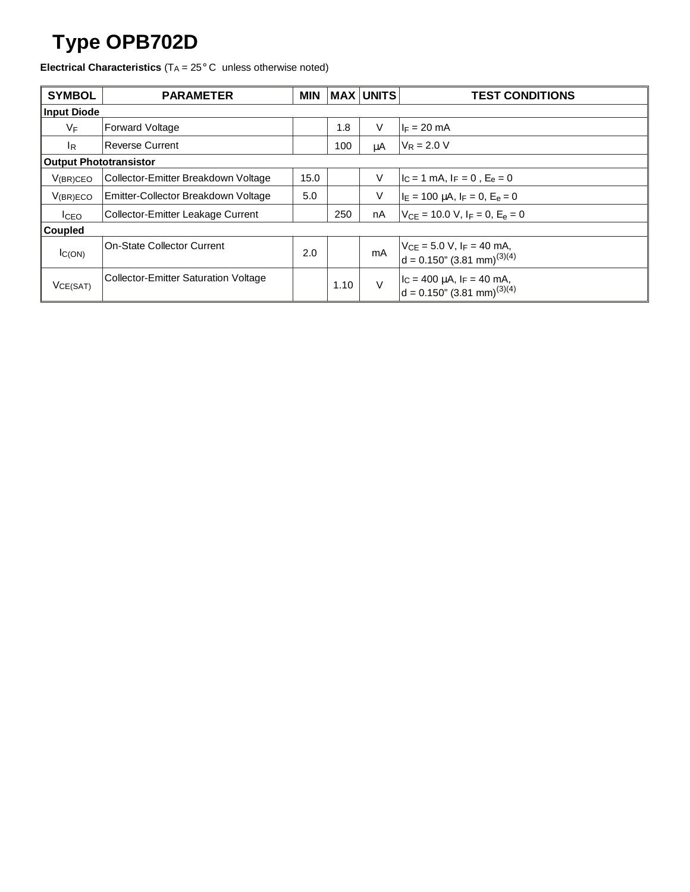# Type OPB702D

**Electrical Characteristics** ($T_A$ = 25° C unless otherwise noted)

| SYMBOL | PARAMETER | MIN | MAX | UNITS | TEST CONDITIONS |
|---|---|---|---|---|---|
| **Input Diode** | | | | | |
| $V_F$ | Forward Voltage | | 1.8 | V | $I_F$ = 20 mA |
| $I_R$ | Reverse Current | | 100 | μA | $V_R$ = 2.0 V |
| **Output Phototransistor** | | | | | |
| $V_{(BR)CEO}$ | Collector-Emitter Breakdown Voltage | 15.0 | | V | $I_C$ = 1 mA, $I_F$ = 0 , $E_e$ = 0 |
| $V_{(BR)ECO}$ | Emitter-Collector Breakdown Voltage | 5.0 | | V | $I_E$ = 100 μA, $I_F$ = 0, $E_e$ = 0 |
| $I_{CEO}$ | Collector-Emitter Leakage Current | | 250 | nA | $V_{CE}$ = 10.0 V, $I_F$ = 0, $E_e$ = 0 |
| **Coupled** | | | | | |
| $I_{C(ON)}$ | On-State Collector Current | 2.0 | | mA | $V_{CE}$ = 5.0 V, $I_F$ = 40 mA, d = 0.150" (3.81 mm)[(3)(4)] |
| $V_{CE(SAT)}$ | Collector-Emitter Saturation Voltage | | 1.10 | V | $I_C$ = 400 μA, $I_F$ = 40 mA, d = 0.150" (3.81 mm)[(3)(4)] |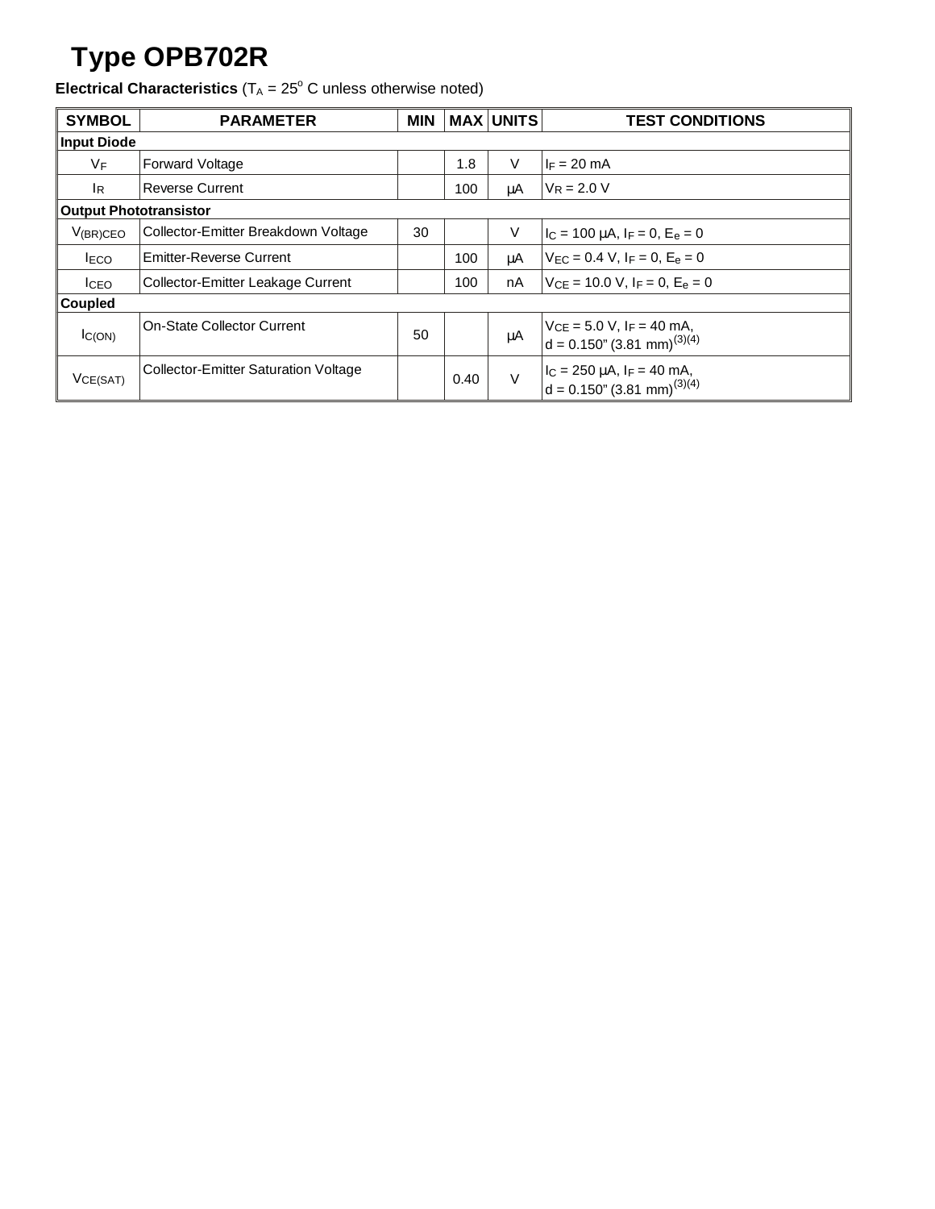# Type OPB702R

**Electrical Characteristics** ($T_A$ = 25° C unless otherwise noted)

| SYMBOL | PARAMETER | MIN | MAX | UNITS | TEST CONDITIONS |
|---|---|---|---|---|---|
| **Input Diode** | | | | | |
| $V_F$ | Forward Voltage | | 1.8 | V | $I_F$ = 20 mA |
| $I_R$ | Reverse Current | | 100 | μA | $V_R$ = 2.0 V |
| **Output Phototransistor** | | | | | |
| $V_{(BR)CEO}$ | Collector-Emitter Breakdown Voltage | 30 | | V | $I_C$ = 100 μA, $I_F$ = 0, $E_e$ = 0 |
| $I_{ECO}$ | Emitter-Reverse Current | | 100 | μA | $V_{EC}$ = 0.4 V, $I_F$ = 0, $E_e$ = 0 |
| $I_{CEO}$ | Collector-Emitter Leakage Current | | 100 | nA | $V_{CE}$ = 10.0 V, $I_F$ = 0, $E_e$ = 0 |
| **Coupled** | | | | | |
| $I_{C(ON)}$ | On-State Collector Current | 50 | | μA | $V_{CE}$ = 5.0 V, $I_F$ = 40 mA, d = 0.150" (3.81 mm)(3)(4) |
| $V_{CE(SAT)}$ | Collector-Emitter Saturation Voltage | | 0.40 | V | $I_C$ = 250 μA, $I_F$ = 40 mA, d = 0.150" (3.81 mm)(3)(4) |